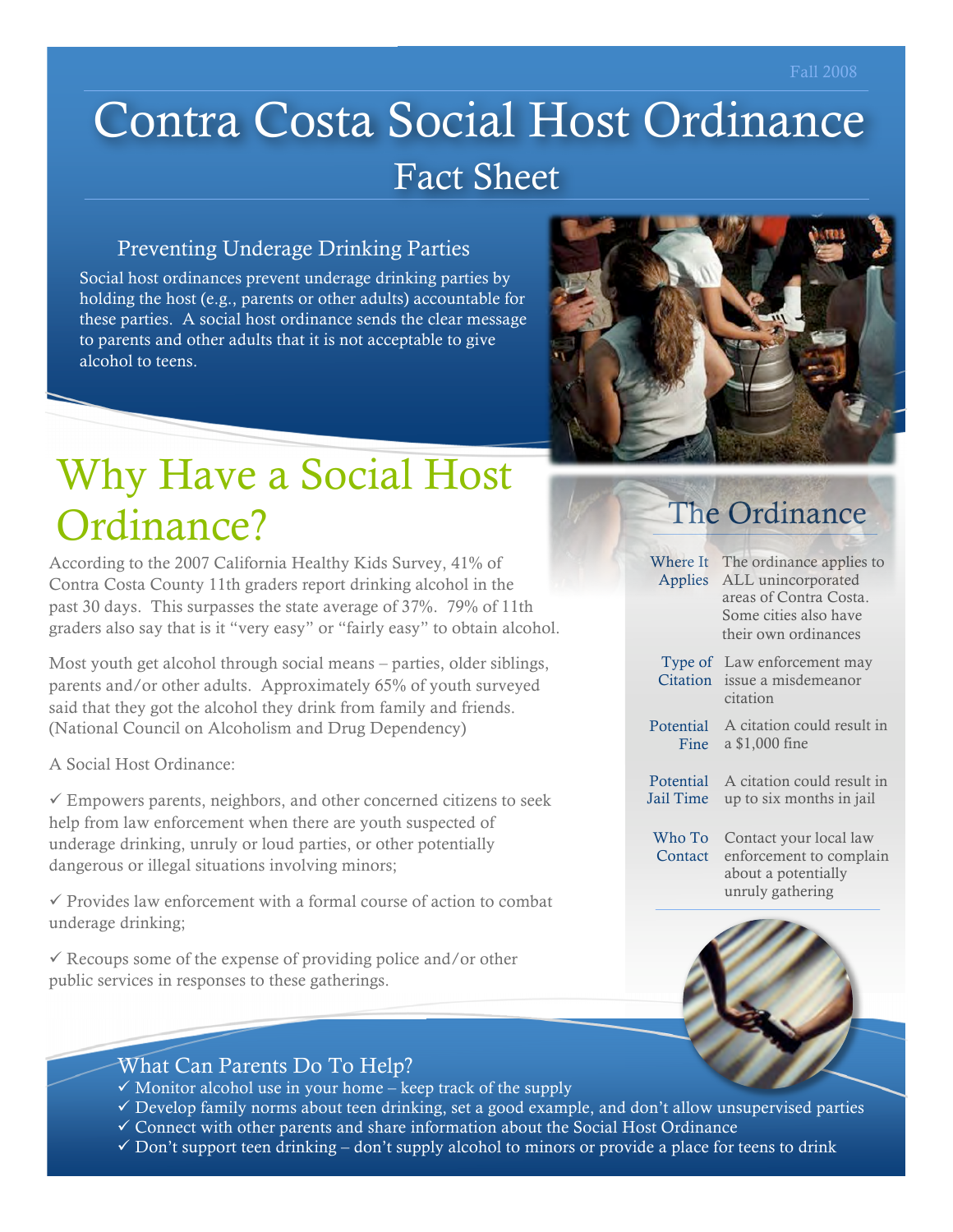Fall 2008

# Contra Costa Social Host Ordinance

## Fact Sheet

### Preventing Underage Drinking Parties

Social host ordinances prevent underage drinking parties by holding the host (e.g., parents or other adults) accountable for these parties. A social host ordinance sends the clear message to parents and other adults that it is not acceptable to give alcohol to teens.

## Why Have a Social Host Ordinance?

According to the 2007 California Healthy Kids Survey, 41% of Contra Costa County 11th graders report drinking alcohol in the past 30 days. This surpasses the state average of 37%. 79% of 11th graders also say that is it "very easy" or "fairly easy" to obtain alcohol.

Most youth get alcohol through social means – parties, older siblings, parents and/or other adults. Approximately 65% of youth surveyed said that they got the alcohol they drink from family and friends. (National Council on Alcoholism and Drug Dependency)

A Social Host Ordinance:

✓ Empowers parents, neighbors, and other concerned citizens to seek help from law enforcement when there are youth suspected of underage drinking, unruly or loud parties, or other potentially dangerous or illegal situations involving minors;

✓ Provides law enforcement with a formal course of action to combat underage drinking;

✓ Recoups some of the expense of providing police and/or other public services in responses to these gatherings.

## The Ordinance

| | |
|---|---|
| Where It Applies | The ordinance applies to ALL unincorporated areas of Contra Costa. Some cities also have their own ordinances |
| Type of Citation | Law enforcement may issue a misdemeanor citation |
| Potential Fine | A citation could result in a $1,000 fine |
| Potential Jail Time | A citation could result in up to six months in jail |
| Who To Contact | Contact your local law enforcement to complain about a potentially unruly gathering |

### What Can Parents Do To Help?

✓ Monitor alcohol use in your home – keep track of the supply
✓ Develop family norms about teen drinking, set a good example, and don't allow unsupervised parties
✓ Connect with other parents and share information about the Social Host Ordinance
✓ Don't support teen drinking – don't supply alcohol to minors or provide a place for teens to drink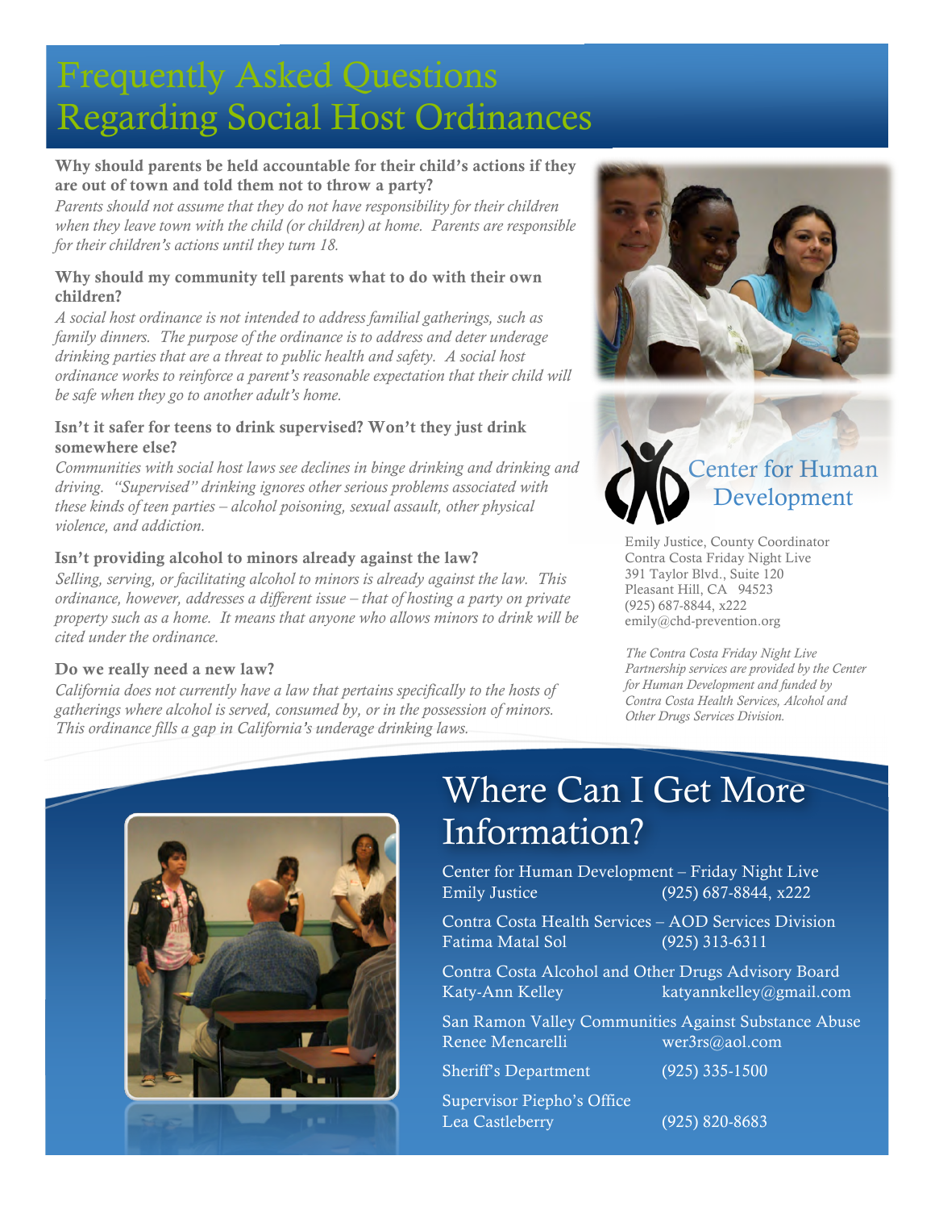# Frequently Asked Questions Regarding Social Host Ordinances

**Why should parents be held accountable for their child's actions if they are out of town and told them not to throw a party?**

*Parents should not assume that they do not have responsibility for their children when they leave town with the child (or children) at home. Parents are responsible for their children's actions until they turn 18.*

**Why should my community tell parents what to do with their own children?**

*A social host ordinance is not intended to address familial gatherings, such as family dinners. The purpose of the ordinance is to address and deter underage drinking parties that are a threat to public health and safety. A social host ordinance works to reinforce a parent's reasonable expectation that their child will be safe when they go to another adult's home.*

**Isn't it safer for teens to drink supervised? Won't they just drink somewhere else?**

*Communities with social host laws see declines in binge drinking and drinking and driving. "Supervised" drinking ignores other serious problems associated with these kinds of teen parties – alcohol poisoning, sexual assault, other physical violence, and addiction.*

**Isn't providing alcohol to minors already against the law?**

*Selling, serving, or facilitating alcohol to minors is already against the law. This ordinance, however, addresses a different issue – that of hosting a party on private property such as a home. It means that anyone who allows minors to drink will be cited under the ordinance.*

**Do we really need a new law?**

*California does not currently have a law that pertains specifically to the hosts of gatherings where alcohol is served, consumed by, or in the possession of minors. This ordinance fills a gap in California's underage drinking laws.*

Center for Human Development

Emily Justice, County Coordinator
Contra Costa Friday Night Live
391 Taylor Blvd., Suite 120
Pleasant Hill, CA 94523
(925) 687-8844, x222
emily@chd-prevention.org

*The Contra Costa Friday Night Live Partnership services are provided by the Center for Human Development and funded by Contra Costa Health Services, Alcohol and Other Drugs Services Division.*

## Where Can I Get More Information?

Center for Human Development – Friday Night Live
Emily Justice (925) 687-8844, x222

Contra Costa Health Services – AOD Services Division
Fatima Matal Sol (925) 313-6311

Contra Costa Alcohol and Other Drugs Advisory Board
Katy-Ann Kelley katyannkelley@gmail.com

San Ramon Valley Communities Against Substance Abuse
Renee Mencarelli wer3rs@aol.com

Sheriff's Department (925) 335-1500

Supervisor Piepho's Office
Lea Castleberry (925) 820-8683